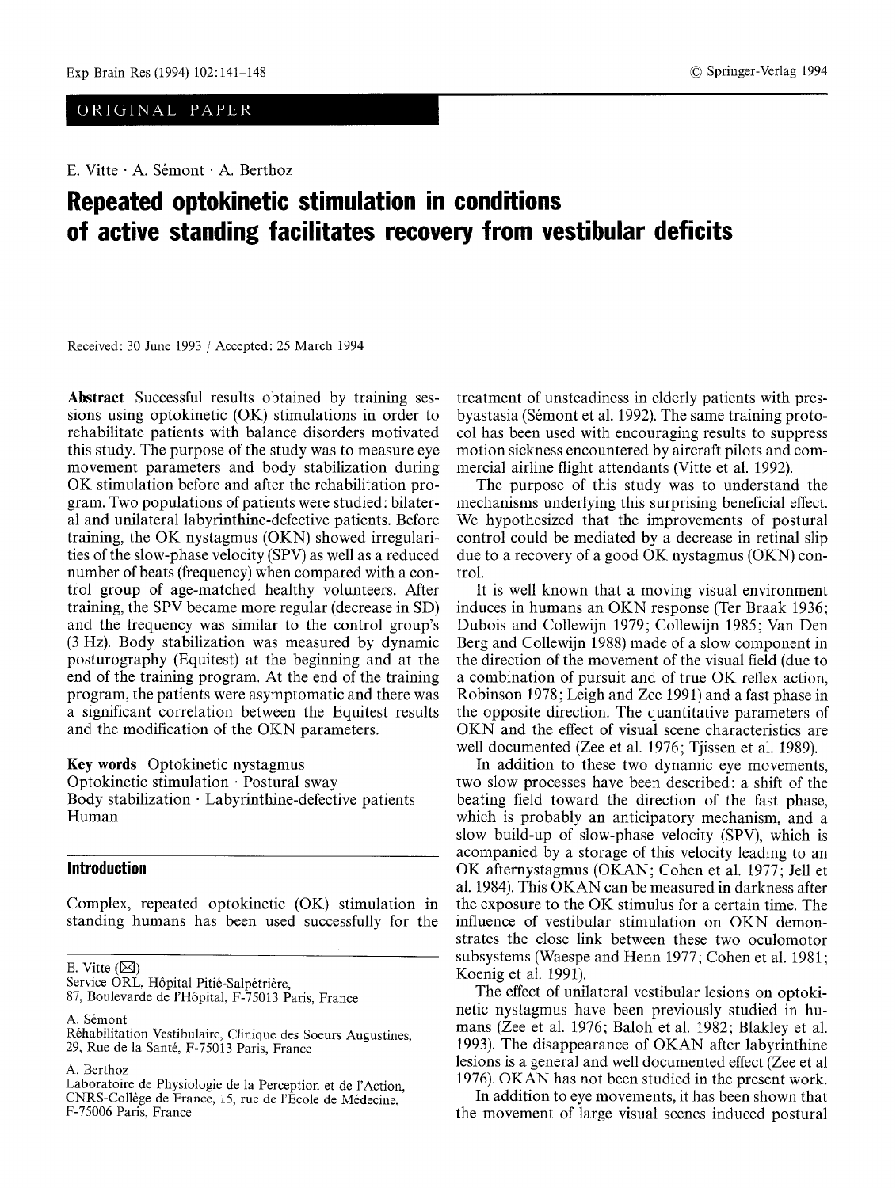ORIGINAL PAPER

E. Vitte · A. Sémont · A. Berthoz

# Repeated optokinetic stimulation in conditions of active standing facilitates recovery from vestibular deficits

Received: 30 June 1993 / Accepted: 25 March 1994

**Abstract** Successful results obtained by training sessions using optokinetic (OK) stimulations in order to rehabilitate patients with balance disorders motivated this study. The purpose of the study was to measure eye movement parameters and body stabilization during OK stimulation before and after the rehabilitation program. Two populations of patients were studied: bilateral and unilateral labyrinthine-defective patients. Before training, the OK nystagmus (OKN) showed irregularities of the slow-phase velocity (SPV) as well as a reduced number of beats (frequency) when compared with a control group of age-matched healthy volunteers. After training, the SPV became more regular (decrease in SD) and the frequency was similar to the control group's (3 Hz). Body stabilization was measured by dynamic posturography (Equitest) at the beginning and at the end of the training program. At the end of the training program, the patients were asymptomatic and there was a significant correlation between the Equitest results and the modification of the OKN parameters.

**Key words** Optokinetic nystagmus · Optokinetic stimulation · Postural sway · Body stabilization · Labyrinthine-defective patients · Human

## Introduction

Complex, repeated optokinetic (OK) stimulation in standing humans has been used successfully for the treatment of unsteadiness in elderly patients with presbyastasia (Sémont et al. 1992). The same training protocol has been used with encouraging results to suppress motion sickness encountered by aircraft pilots and commercial airline flight attendants (Vitte et al. 1992).

The purpose of this study was to understand the mechanisms underlying this surprising beneficial effect. We hypothesized that the improvements of postural control could be mediated by a decrease in retinal slip due to a recovery of a good OK nystagmus (OKN) control.

It is well known that a moving visual environment induces in humans an OKN response (Ter Braak 1936; Dubois and Collewijn 1979; Collewijn 1985; Van Den Berg and Collewijn 1988) made of a slow component in the direction of the movement of the visual field (due to a combination of pursuit and of true OK reflex action, Robinson 1978; Leigh and Zee 1991) and a fast phase in the opposite direction. The quantitative parameters of OKN and the effect of visual scene characteristics are well documented (Zee et al. 1976; Tjissen et al. 1989).

In addition to these two dynamic eye movements, two slow processes have been described: a shift of the beating field toward the direction of the fast phase, which is probably an anticipatory mechanism, and a slow build-up of slow-phase velocity (SPV), which is acompanied by a storage of this velocity leading to an OK afternystagmus (OKAN; Cohen et al. 1977; Jell et al. 1984). This OKAN can be measured in darkness after the exposure to the OK stimulus for a certain time. The influence of vestibular stimulation on OKN demonstrates the close link between these two oculomotor subsystems (Waespe and Henn 1977; Cohen et al. 1981; Koenig et al. 1991).

The effect of unilateral vestibular lesions on optokinetic nystagmus have been previously studied in humans (Zee et al. 1976; Baloh et al. 1982; Blakley et al. 1993). The disappearance of OKAN after labyrinthine lesions is a general and well documented effect (Zee et al 1976). OKAN has not been studied in the present work.

In addition to eye movements, it has been shown that the movement of large visual scenes induced postural

---

E. Vitte (✉)
Service ORL, Hôpital Pitié-Salpêtrière,
87, Boulevarde de l'Hôpital, F-75013 Paris, France

A. Sémont
Réhabilitation Vestibulaire, Clinique des Soeurs Augustines,
29, Rue de la Santé, F-75013 Paris, France

A. Berthoz
Laboratoire de Physiologie de la Perception et de l'Action,
CNRS-Collège de France, 15, rue de l'Ecole de Médecine,
F-75006 Paris, France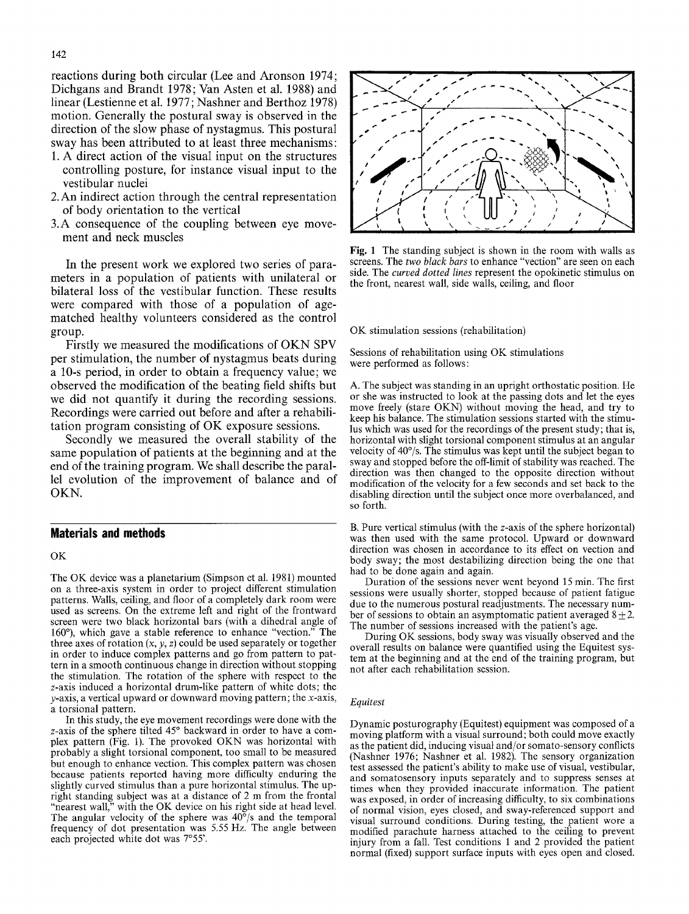reactions during both circular (Lee and Aronson 1974; Dichgans and Brandt 1978; Van Asten et al. 1988) and linear (Lestienne et al. 1977; Nashner and Berthoz 1978) motion. Generally the postural sway is observed in the direction of the slow phase of nystagmus. This postural sway has been attributed to at least three mechanisms:

1. A direct action of the visual input on the structures controlling posture, for instance visual input to the vestibular nuclei
2. An indirect action through the central representation of body orientation to the vertical
3. A consequence of the coupling between eye movement and neck muscles

In the present work we explored two series of parameters in a population of patients with unilateral or bilateral loss of the vestibular function. These results were compared with those of a population of age-matched healthy volunteers considered as the control group.

Firstly we measured the modifications of OKN SPV per stimulation, the number of nystagmus beats during a 10-s period, in order to obtain a frequency value; we observed the modification of the beating field shifts but we did not quantify it during the recording sessions. Recordings were carried out before and after a rehabilitation program consisting of OK exposure sessions.

Secondly we measured the overall stability of the same population of patients at the beginning and at the end of the training program. We shall describe the parallel evolution of the improvement of balance and of OKN.

## Materials and methods

### OK

The OK device was a planetarium (Simpson et al. 1981) mounted on a three-axis system in order to project different stimulation patterns. Walls, ceiling, and floor of a completely dark room were used as screens. On the extreme left and right of the frontward screen were two black horizontal bars (with a dihedral angle of 160°), which gave a stable reference to enhance "vection." The three axes of rotation ($x$, $y$, $z$) could be used separately or together in order to induce complex patterns and go from pattern to pattern in a smooth continuous change in direction without stopping the stimulation. The rotation of the sphere with respect to the $z$-axis induced a horizontal drum-like pattern of white dots; the $y$-axis, a vertical upward or downward moving pattern; the $x$-axis, a torsional pattern.

In this study, the eye movement recordings were done with the $z$-axis of the sphere tilted 45° backward in order to have a complex pattern (Fig. 1). The provoked OKN was horizontal with probably a slight torsional component, too small to be measured but enough to enhance vection. This complex pattern was chosen because patients reported having more difficulty enduring the slightly curved stimulus than a pure horizontal stimulus. The upright standing subject was at a distance of 2 m from the frontal "nearest wall," with the OK device on his right side at head level. The angular velocity of the sphere was 40°/s and the temporal frequency of dot presentation was 5.55 Hz. The angle between each projected white dot was 7°55'.

**Fig. 1** The standing subject is shown in the room with walls as screens. The *two black bars* to enhance "vection" are seen on each side. The *curved dotted lines* represent the opokinetic stimulus on the front, nearest wall, side walls, ceiling, and floor

### OK stimulation sessions (rehabilitation)

Sessions of rehabilitation using OK stimulations were performed as follows:

A. The subject was standing in an upright orthostatic position. He or she was instructed to look at the passing dots and let the eyes move freely (stare OKN) without moving the head, and try to keep his balance. The stimulation sessions started with the stimulus which was used for the recordings of the present study; that is, horizontal with slight torsional component stimulus at an angular velocity of 40°/s. The stimulus was kept until the subject began to sway and stopped before the off-limit of stability was reached. The direction was then changed to the opposite direction without modification of the velocity for a few seconds and set back to the disabling direction until the subject once more overbalanced, and so forth.

B. Pure vertical stimulus (with the $z$-axis of the sphere horizontal) was then used with the same protocol. Upward or downward direction was chosen in accordance to its effect on vection and body sway; the most destabilizing direction being the one that had to be done again and again.

Duration of the sessions never went beyond 15 min. The first sessions were usually shorter, stopped because of patient fatigue due to the numerous postural readjustments. The necessary number of sessions to obtain an asymptomatic patient averaged $8 \pm 2$. The number of sessions increased with the patient's age.

During OK sessions, body sway was visually observed and the overall results on balance were quantified using the Equitest system at the beginning and at the end of the training program, but not after each rehabilitation session.

### Equitest

Dynamic posturography (Equitest) equipment was composed of a moving platform with a visual surround; both could move exactly as the patient did, inducing visual and/or somato-sensory conflicts (Nashner 1976; Nashner et al. 1982). The sensory organization test assessed the patient's ability to make use of visual, vestibular, and somatosensory inputs separately and to suppress senses at times when they provided inaccurate information. The patient was exposed, in order of increasing difficulty, to six combinations of normal vision, eyes closed, and sway-referenced support and visual surround conditions. During testing, the patient wore a modified parachute harness attached to the ceiling to prevent injury from a fall. Test conditions 1 and 2 provided the patient normal (fixed) support surface inputs with eyes open and closed.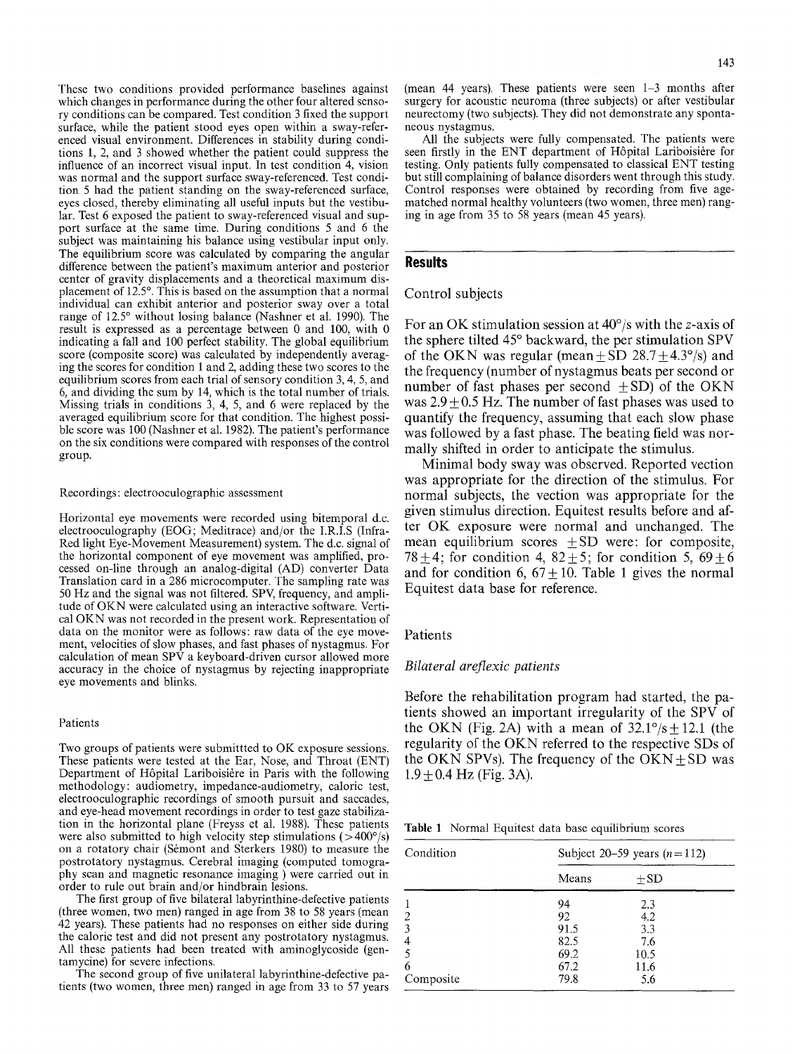These two conditions provided performance baselines against which changes in performance during the other four altered sensory conditions can be compared. Test condition 3 fixed the support surface, while the patient stood eyes open within a sway-referenced visual environment. Differences in stability during conditions 1, 2, and 3 showed whether the patient could suppress the influence of an incorrect visual input. In test condition 4, vision was normal and the support surface sway-referenced. Test condition 5 had the patient standing on the sway-referenced surface, eyes closed, thereby eliminating all useful inputs but the vestibular. Test 6 exposed the patient to sway-referenced visual and support surface at the same time. During conditions 5 and 6 the subject was maintaining his balance using vestibular input only. The equilibrium score was calculated by comparing the angular difference between the patient's maximum anterior and posterior center of gravity displacements and a theoretical maximum displacement of 12.5°. This is based on the assumption that a normal individual can exhibit anterior and posterior sway over a total range of 12.5° without losing balance (Nashner et al. 1990). The result is expressed as a percentage between 0 and 100, with 0 indicating a fall and 100 perfect stability. The global equilibrium score (composite score) was calculated by independently averaging the scores for condition 1 and 2, adding these two scores to the equilibrium scores from each trial of sensory condition 3, 4, 5, and 6, and dividing the sum by 14, which is the total number of trials. Missing trials in conditions 3, 4, 5, and 6 were replaced by the averaged equilibrium score for that condition. The highest possible score was 100 (Nashner et al. 1982). The patient's performance on the six conditions were compared with responses of the control group.

### Recordings: electrooculographic assessment

Horizontal eye movements were recorded using bitemporal d.c. electrooculography (EOG; Meditrace) and/or the I.R.I.S (Infra-Red light Eye-Movement Measurement) system. The d.c. signal of the horizontal component of eye movement was amplified, processed on-line through an analog-digital (AD) converter Data Translation card in a 286 microcomputer. The sampling rate was 50 Hz and the signal was not filtered. SPV, frequency, and amplitude of OKN were calculated using an interactive software. Vertical OKN was not recorded in the present work. Representation of data on the monitor were as follows: raw data of the eye movement, velocities of slow phases, and fast phases of nystagmus. For calculation of mean SPV a keyboard-driven cursor allowed more accuracy in the choice of nystagmus by rejecting inappropriate eye movements and blinks.

### Patients

Two groups of patients were submittted to OK exposure sessions. These patients were tested at the Ear, Nose, and Throat (ENT) Department of Hôpital Lariboisière in Paris with the following methodology: audiometry, impedance-audiometry, caloric test, electrooculographic recordings of smooth pursuit and saccades, and eye-head movement recordings in order to test gaze stabilization in the horizontal plane (Freyss et al. 1988). These patients were also submitted to high velocity step stimulations (>400°/s) on a rotatory chair (Sémont and Sterkers 1980) to measure the postrotatory nystagmus. Cerebral imaging (computed tomography scan and magnetic resonance imaging ) were carried out in order to rule out brain and/or hindbrain lesions.

The first group of five bilateral labyrinthine-defective patients (three women, two men) ranged in age from 38 to 58 years (mean 42 years). These patients had no responses on either side during the caloric test and did not present any postrotatory nystagmus. All these patients had been treated with aminoglycoside (gentamycine) for severe infections.

The second group of five unilateral labyrinthine-defective patients (two women, three men) ranged in age from 33 to 57 years (mean 44 years). These patients were seen 1–3 months after surgery for acoustic neuroma (three subjects) or after vestibular neurectomy (two subjects). They did not demonstrate any spontaneous nystagmus.

All the subjects were fully compensated. The patients were seen firstly in the ENT department of Hôpital Lariboisière for testing. Only patients fully compensated to classical ENT testing but still complaining of balance disorders went through this study. Control responses were obtained by recording from five age-matched normal healthy volunteers (two women, three men) ranging in age from 35 to 58 years (mean 45 years).

## Results

### Control subjects

For an OK stimulation session at 40°/s with the $z$-axis of the sphere tilted 45° backward, the per stimulation SPV of the OKN was regular (mean ± SD 28.7 ± 4.3°/s) and the frequency (number of nystagmus beats per second or number of fast phases per second ± SD) of the OKN was 2.9 ± 0.5 Hz. The number of fast phases was used to quantify the frequency, assuming that each slow phase was followed by a fast phase. The beating field was normally shifted in order to anticipate the stimulus.

Minimal body sway was observed. Reported vection was appropriate for the direction of the stimulus. For normal subjects, the vection was appropriate for the given stimulus direction. Equitest results before and after OK exposure were normal and unchanged. The mean equilibrium scores ± SD were: for composite, 78 ± 4; for condition 4, 82 ± 5; for condition 5, 69 ± 6 and for condition 6, 67 ± 10. Table 1 gives the normal Equitest data base for reference.

### Patients

#### *Bilateral areflexic patients*

Before the rehabilitation program had started, the patients showed an important irregularity of the SPV of the OKN (Fig. 2A) with a mean of 32.1°/s ± 12.1 (the regularity of the OKN referred to the respective SDs of the OKN SPVs). The frequency of the OKN ± SD was 1.9 ± 0.4 Hz (Fig. 3A).

**Table 1** Normal Equitest data base equilibrium scores

| Condition | Subject 20–59 years ($n$ = 112) | |
|---|---|---|
| | Means | ± SD |
| 1 | 94 | 2.3 |
| 2 | 92 | 4.2 |
| 3 | 91.5 | 3.3 |
| 4 | 82.5 | 7.6 |
| 5 | 69.2 | 10.5 |
| 6 | 67.2 | 11.6 |
| Composite | 79.8 | 5.6 |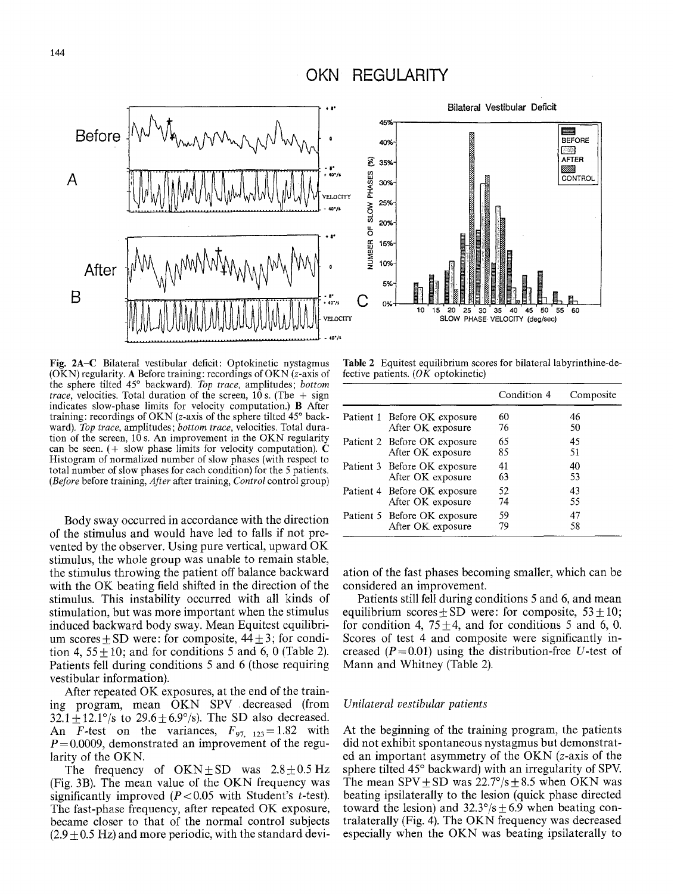# OKN REGULARITY

Fig. 2A–C Bilateral vestibular deficit: Optokinetic nystagmus (OKN) regularity. **A** Before training: recordings of OKN (*z*-axis of the sphere tilted 45° backward). *Top trace*, amplitudes; *bottom trace*, velocities. Total duration of the screen, 10 s. (The + sign indicates slow-phase limits for velocity computation.) **B** After training: recordings of OKN (*z*-axis of the sphere tilted 45° backward). *Top trace*, amplitudes; *bottom trace*, velocities. Total duration of the screen, 10 s. An improvement in the OKN regularity can be seen. (+ slow phase limits for velocity computation). **C** Histogram of normalized number of slow phases (with respect to total number of slow phases for each condition) for the 5 patients. (*Before* before training, *After* after training, *Control* control group)

Body sway occurred in accordance with the direction of the stimulus and would have led to falls if not prevented by the observer. Using pure vertical, upward OK stimulus, the whole group was unable to remain stable, the stimulus throwing the patient off balance backward with the OK beating field shifted in the direction of the stimulus. This instability occurred with all kinds of stimulation, but was more important when the stimulus induced backward body sway. Mean Equitest equilibrium scores ± SD were: for composite, 44 ± 3; for condition 4, 55 ± 10; and for conditions 5 and 6, 0 (Table 2). Patients fell during conditions 5 and 6 (those requiring vestibular information).

After repeated OK exposures, at the end of the training program, mean OKN SPV decreased (from 32.1 ± 12.1°/s to 29.6 ± 6.9°/s). The SD also decreased. An *F*-test on the variances, $F_{97,\ 123} = 1.82$ with $P = 0.0009$, demonstrated an improvement of the regularity of the OKN.

The frequency of OKN ± SD was 2.8 ± 0.5 Hz (Fig. 3B). The mean value of the OKN frequency was significantly improved ($P < 0.05$ with Student's *t*-test). The fast-phase frequency, after repeated OK exposure, became closer to that of the normal control subjects (2.9 ± 0.5 Hz) and more periodic, with the standard deviation of the fast phases becoming smaller, which can be considered an improvement.

**Table 2** Equitest equilibrium scores for bilateral labyrinthine-defective patients. (*OK* optokinetic)

| | | Condition 4 | Composite |
|---|---|---|---|
| Patient 1 | Before OK exposure | 60 | 46 |
| | After OK exposure | 76 | 50 |
| Patient 2 | Before OK exposure | 65 | 45 |
| | After OK exposure | 85 | 51 |
| Patient 3 | Before OK exposure | 41 | 40 |
| | After OK exposure | 63 | 53 |
| Patient 4 | Before OK exposure | 52 | 43 |
| | After OK exposure | 74 | 55 |
| Patient 5 | Before OK exposure | 59 | 47 |
| | After OK exposure | 79 | 58 |

Patients still fell during conditions 5 and 6, and mean equilibrium scores ± SD were: for composite, 53 ± 10; for condition 4, 75 ± 4, and for conditions 5 and 6, 0. Scores of test 4 and composite were significantly increased ($P = 0.01$) using the distribution-free *U*-test of Mann and Whitney (Table 2).

### Unilateral vestibular patients

At the beginning of the training program, the patients did not exhibit spontaneous nystagmus but demonstrated an important asymmetry of the OKN (*z*-axis of the sphere tilted 45° backward) with an irregularity of SPV. The mean SPV ± SD was 22.7°/s ± 8.5 when OKN was beating ipsilaterally to the lesion (quick phase directed toward the lesion) and 32.3°/s ± 6.9 when beating contralaterally (Fig. 4). The OKN frequency was decreased especially when the OKN was beating ipsilaterally to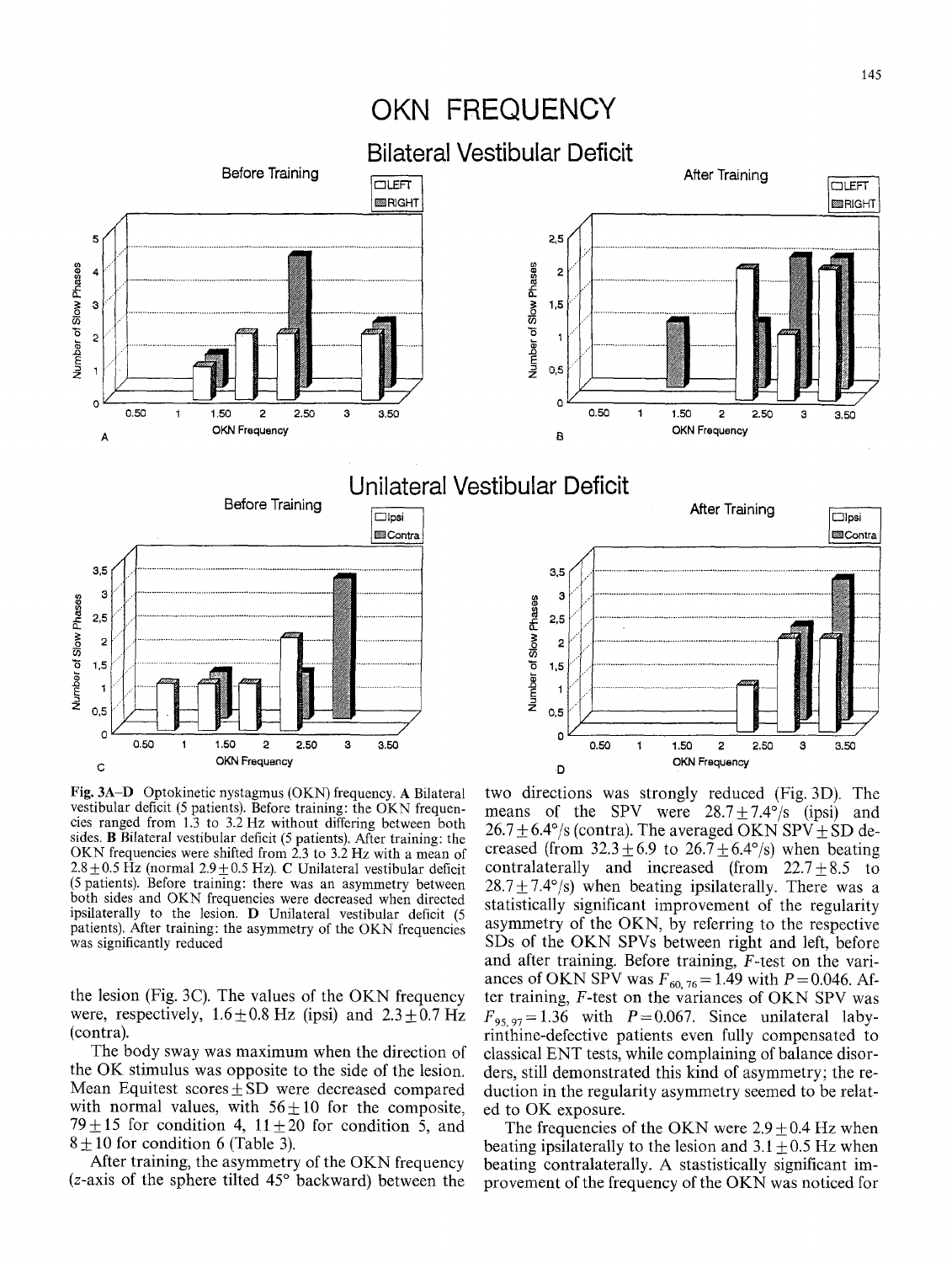# OKN FREQUENCY

## Bilateral Vestibular Deficit

## Unilateral Vestibular Deficit

Fig. 3A–D Optokinetic nystagmus (OKN) frequency. **A** Bilateral vestibular deficit (5 patients). Before training: the OKN frequencies ranged from 1.3 to 3.2 Hz without differing between both sides. **B** Bilateral vestibular deficit (5 patients). After training: the OKN frequencies were shifted from 2.3 to 3.2 Hz with a mean of 2.8±0.5 Hz (normal 2.9±0.5 Hz). **C** Unilateral vestibular deficit (5 patients). Before training: there was an asymmetry between both sides and OKN frequencies were decreased when directed ipsilaterally to the lesion. **D** Unilateral vestibular deficit (5 patients). After training: the asymmetry of the OKN frequencies was significantly reduced

the lesion (Fig. 3C). The values of the OKN frequency were, respectively, 1.6±0.8 Hz (ipsi) and 2.3±0.7 Hz (contra).

The body sway was maximum when the direction of the OK stimulus was opposite to the side of the lesion. Mean Equitest scores±SD were decreased compared with normal values, with 56±10 for the composite, 79±15 for condition 4, 11±20 for condition 5, and 8±10 for condition 6 (Table 3).

After training, the asymmetry of the OKN frequency (z-axis of the sphere tilted 45° backward) between the two directions was strongly reduced (Fig. 3D). The means of the SPV were 28.7±7.4°/s (ipsi) and 26.7±6.4°/s (contra). The averaged OKN SPV±SD decreased (from 32.3±6.9 to 26.7±6.4°/s) when beating contralaterally and increased (from 22.7±8.5 to 28.7±7.4°/s) when beating ipsilaterally. There was a statistically significant improvement of the regularity asymmetry of the OKN, by referring to the respective SDs of the OKN SPVs between right and left, before and after training. Before training, F-test on the variances of OKN SPV was $F_{60,76}=1.49$ with $P=0.046$. After training, F-test on the variances of OKN SPV was $F_{95,97}=1.36$ with $P=0.067$. Since unilateral labyrinthine-defective patients even fully compensated to classical ENT tests, while complaining of balance disorders, still demonstrated this kind of asymmetry; the reduction in the regularity asymmetry seemed to be related to OK exposure.

The frequencies of the OKN were 2.9±0.4 Hz when beating ipsilaterally to the lesion and 3.1±0.5 Hz when beating contralaterally. A stastistically significant improvement of the frequency of the OKN was noticed for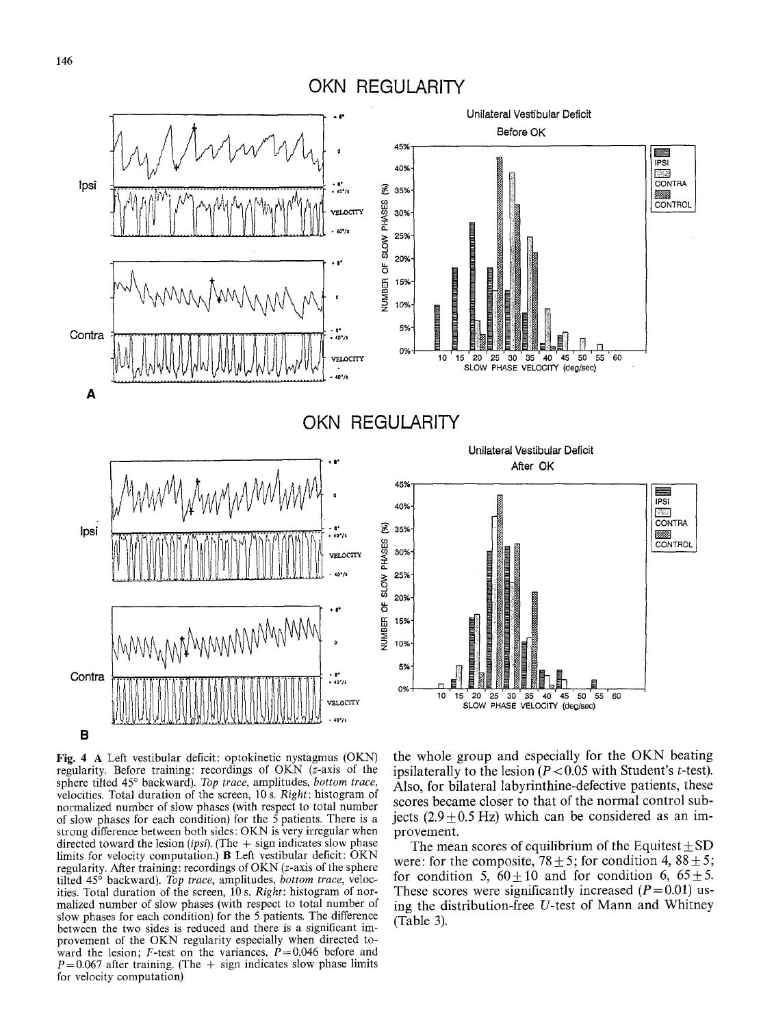Fig. 4 **A** Left vestibular deficit: optokinetic nystagmus (OKN) regularity. Before training: recordings of OKN (*z*-axis of the sphere tilted 45° backward). *Top trace*, amplitudes, *bottom trace*, velocities. Total duration of the screen, 10 s. *Right*: histogram of normalized number of slow phases (with respect to total number of slow phases for each condition) for the 5 patients. There is a strong difference between both sides: OKN is very irregular when directed toward the lesion (*ipsi*). (The + sign indicates slow phase limits for velocity computation.) **B** Left vestibular deficit: OKN regularity. After training: recordings of OKN (*z*-axis of the sphere tilted 45° backward). *Top trace*, amplitudes, *bottom trace*, velocities. Total duration of the screen, 10 s. *Right*: histogram of normalized number of slow phases (with respect to total number of slow phases for each condition) for the 5 patients. The difference between the two sides is reduced and there is a significant improvement of the OKN regularity especially when directed toward the lesion; *F*-test on the variances, $P = 0.046$ before and $P = 0.067$ after training. (The + sign indicates slow phase limits for velocity computation)

the whole group and especially for the OKN beating ipsilaterally to the lesion ($P < 0.05$ with Student's *t*-test). Also, for bilateral labyrinthine-defective patients, these scores became closer to that of the normal control subjects ($2.9 \pm 0.5$ Hz) which can be considered as an improvement.

The mean scores of equilibrium of the Equitest ± SD were: for the composite, $78 \pm 5$; for condition 4, $88 \pm 5$; for condition 5, $60 \pm 10$ and for condition 6, $65 \pm 5$. These scores were significantly increased ($P = 0.01$) using the distribution-free *U*-test of Mann and Whitney (Table 3).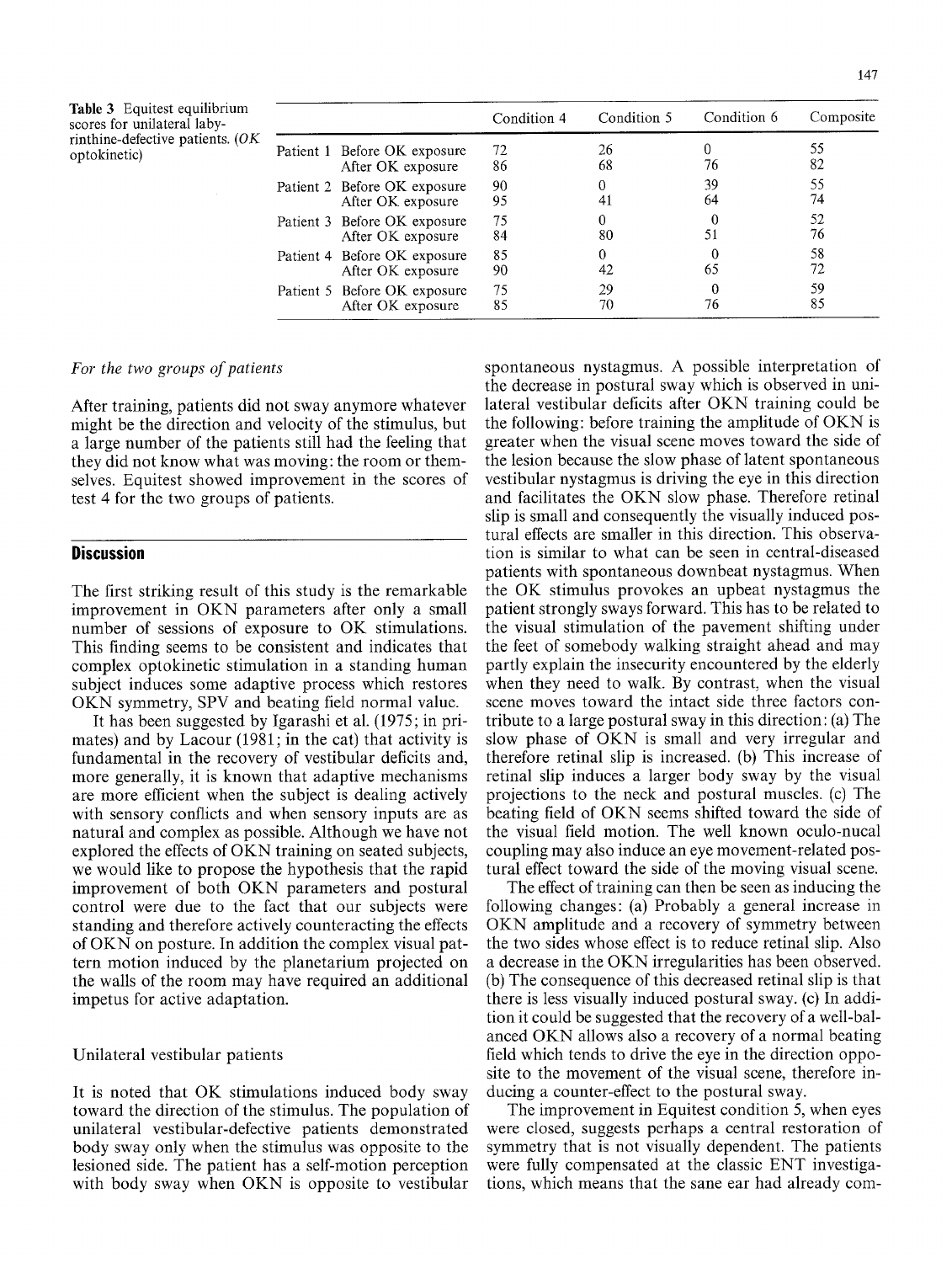**Table 3** Equitest equilibrium scores for unilateral labyrinthine-defective patients. (*OK* optokinetic)

| | | Condition 4 | Condition 5 | Condition 6 | Composite |
|---|---|---|---|---|---|
| Patient 1 | Before OK exposure | 72 | 26 | 0 | 55 |
| | After OK exposure | 86 | 68 | 76 | 82 |
| Patient 2 | Before OK exposure | 90 | 0 | 39 | 55 |
| | After OK exposure | 95 | 41 | 64 | 74 |
| Patient 3 | Before OK exposure | 75 | 0 | 0 | 52 |
| | After OK exposure | 84 | 80 | 51 | 76 |
| Patient 4 | Before OK exposure | 85 | 0 | 0 | 58 |
| | After OK exposure | 90 | 42 | 65 | 72 |
| Patient 5 | Before OK exposure | 75 | 29 | 0 | 59 |
| | After OK exposure | 85 | 70 | 76 | 85 |

*For the two groups of patients*

After training, patients did not sway anymore whatever might be the direction and velocity of the stimulus, but a large number of the patients still had the feeling that they did not know what was moving: the room or themselves. Equitest showed improvement in the scores of test 4 for the two groups of patients.

## Discussion

The first striking result of this study is the remarkable improvement in OKN parameters after only a small number of sessions of exposure to OK stimulations. This finding seems to be consistent and indicates that complex optokinetic stimulation in a standing human subject induces some adaptive process which restores OKN symmetry, SPV and beating field normal value.

It has been suggested by Igarashi et al. (1975; in primates) and by Lacour (1981; in the cat) that activity is fundamental in the recovery of vestibular deficits and, more generally, it is known that adaptive mechanisms are more efficient when the subject is dealing actively with sensory conflicts and when sensory inputs are as natural and complex as possible. Although we have not explored the effects of OKN training on seated subjects, we would like to propose the hypothesis that the rapid improvement of both OKN parameters and postural control were due to the fact that our subjects were standing and therefore actively counteracting the effects of OKN on posture. In addition the complex visual pattern motion induced by the planetarium projected on the walls of the room may have required an additional impetus for active adaptation.

### Unilateral vestibular patients

It is noted that OK stimulations induced body sway toward the direction of the stimulus. The population of unilateral vestibular-defective patients demonstrated body sway only when the stimulus was opposite to the lesioned side. The patient has a self-motion perception with body sway when OKN is opposite to vestibular spontaneous nystagmus. A possible interpretation of the decrease in postural sway which is observed in unilateral vestibular deficits after OKN training could be the following: before training the amplitude of OKN is greater when the visual scene moves toward the side of the lesion because the slow phase of latent spontaneous vestibular nystagmus is driving the eye in this direction and facilitates the OKN slow phase. Therefore retinal slip is small and consequently the visually induced postural effects are smaller in this direction. This observation is similar to what can be seen in central-diseased patients with spontaneous downbeat nystagmus. When the OK stimulus provokes an upbeat nystagmus the patient strongly sways forward. This has to be related to the visual stimulation of the pavement shifting under the feet of somebody walking straight ahead and may partly explain the insecurity encountered by the elderly when they need to walk. By contrast, when the visual scene moves toward the intact side three factors contribute to a large postural sway in this direction: (a) The slow phase of OKN is small and very irregular and therefore retinal slip is increased. (b) This increase of retinal slip induces a larger body sway by the visual projections to the neck and postural muscles. (c) The beating field of OKN seems shifted toward the side of the visual field motion. The well known oculo-nucal coupling may also induce an eye movement-related postural effect toward the side of the moving visual scene.

The effect of training can then be seen as inducing the following changes: (a) Probably a general increase in OKN amplitude and a recovery of symmetry between the two sides whose effect is to reduce retinal slip. Also a decrease in the OKN irregularities has been observed. (b) The consequence of this decreased retinal slip is that there is less visually induced postural sway. (c) In addition it could be suggested that the recovery of a well-balanced OKN allows also a recovery of a normal beating field which tends to drive the eye in the direction opposite to the movement of the visual scene, therefore inducing a counter-effect to the postural sway.

The improvement in Equitest condition 5, when eyes were closed, suggests perhaps a central restoration of symmetry that is not visually dependent. The patients were fully compensated at the classic ENT investigations, which means that the sane ear had already com-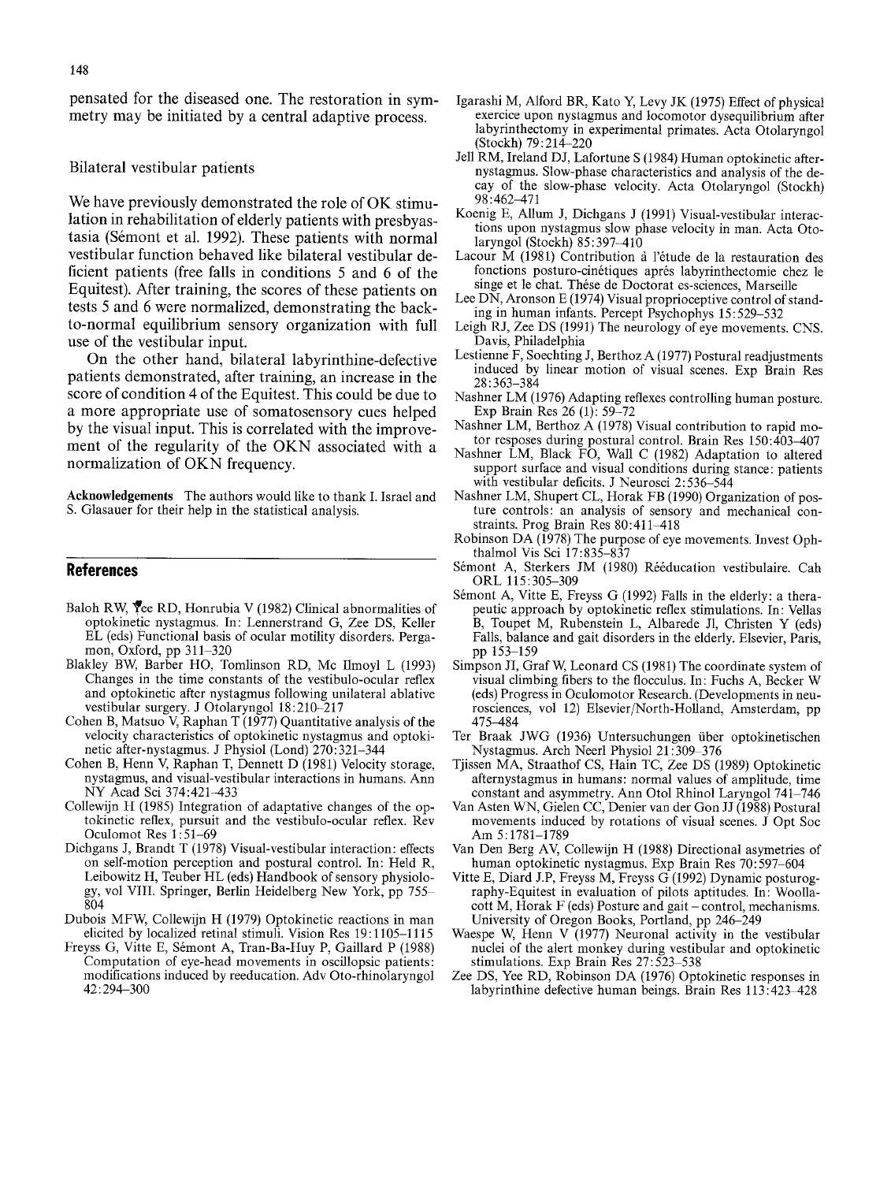pensated for the diseased one. The restoration in symmetry may be initiated by a central adaptive process.

### Bilateral vestibular patients

We have previously demonstrated the role of OK stimulation in rehabilitation of elderly patients with presbyastasia (Sémont et al. 1992). These patients with normal vestibular function behaved like bilateral vestibular deficient patients (free falls in conditions 5 and 6 of the Equitest). After training, the scores of these patients on tests 5 and 6 were normalized, demonstrating the back-to-normal equilibrium sensory organization with full use of the vestibular input.

On the other hand, bilateral labyrinthine-defective patients demonstrated, after training, an increase in the score of condition 4 of the Equitest. This could be due to a more appropriate use of somatosensory cues helped by the visual input. This is correlated with the improvement of the regularity of the OKN associated with a normalization of OKN frequency.

**Acknowledgements** The authors would like to thank I. Israel and S. Glasauer for their help in the statistical analysis.

## References

Baloh RW, Yee RD, Honrubia V (1982) Clinical abnormalities of optokinetic nystagmus. In: Lennerstrand G, Zee DS, Keller EL (eds) Functional basis of ocular motility disorders. Pergamon, Oxford, pp 311–320

Blakley BW, Barber HO, Tomlinson RD, Mc Ilmoyl L (1993) Changes in the time constants of the vestibulo-ocular reflex and optokinetic after nystagmus following unilateral ablative vestibular surgery. J Otolaryngol 18:210–217

Cohen B, Matsuo V, Raphan T (1977) Quantitative analysis of the velocity characteristics of optokinetic nystagmus and optokinetic after-nystagmus. J Physiol (Lond) 270:321–344

Cohen B, Henn V, Raphan T, Dennett D (1981) Velocity storage, nystagmus, and visual-vestibular interactions in humans. Ann NY Acad Sci 374:421–433

Collewijn H (1985) Integration of adaptative changes of the optokinetic reflex, pursuit and the vestibulo-ocular reflex. Rev Oculomot Res 1:51–69

Dichgans J, Brandt T (1978) Visual-vestibular interaction: effects on self-motion perception and postural control. In: Held R, Leibowitz H, Teuber HL (eds) Handbook of sensory physiology, vol VIII. Springer, Berlin Heidelberg New York, pp 755–804

Dubois MFW, Collewijn H (1979) Optokinetic reactions in man elicited by localized retinal stimuli. Vision Res 19:1105–1115

Freyss G, Vitte E, Sémont A, Tran-Ba-Huy P, Gaillard P (1988) Computation of eye-head movements in oscillopsic patients: modifications induced by reeducation. Adv Oto-rhinolaryngol 42:294–300

Igarashi M, Alford BR, Kato Y, Levy JK (1975) Effect of physical exercice upon nystagmus and locomotor dysequilibrium after labyrinthectomy in experimental primates. Acta Otolaryngol (Stockh) 79:214–220

Jell RM, Ireland DJ, Lafortune S (1984) Human optokinetic afternystagmus. Slow-phase characteristics and analysis of the decay of the slow-phase velocity. Acta Otolaryngol (Stockh) 98:462–471

Koenig E, Allum J, Dichgans J (1991) Visual-vestibular interactions upon nystagmus slow phase velocity in man. Acta Otolaryngol (Stockh) 85:397–410

Lacour M (1981) Contribution à l'étude de la restauration des fonctions posturo-cinétiques après labyrinthectomie chez le singe et le chat. Thèse de Doctorat es-sciences, Marseille

Lee DN, Aronson E (1974) Visual proprioceptive control of standing in human infants. Percept Psychophys 15:529–532

Leigh RJ, Zee DS (1991) The neurology of eye movements. CNS. Davis, Philadelphia

Lestienne F, Soechting J, Berthoz A (1977) Postural readjustments induced by linear motion of visual scenes. Exp Brain Res 28:363–384

Nashner LM (1976) Adapting reflexes controlling human posture. Exp Brain Res 26 (1): 59–72

Nashner LM, Berthoz A (1978) Visual contribution to rapid motor resposes during postural control. Brain Res 150:403–407

Nashner LM, Black FO, Wall C (1982) Adaptation to altered support surface and visual conditions during stance: patients with vestibular deficits. J Neurosci 2:536–544

Nashner LM, Shupert CL, Horak FB (1990) Organization of posture controls: an analysis of sensory and mechanical constraints. Prog Brain Res 80:411–418

Robinson DA (1978) The purpose of eye movements. Invest Ophthalmol Vis Sci 17:835–837

Sémont A, Sterkers JM (1980) Rééducation vestibulaire. Cah ORL 115:305–309

Sémont A, Vitte E, Freyss G (1992) Falls in the elderly: a therapeutic approach by optokinetic reflex stimulations. In: Vellas B, Toupet M, Rubenstein L, Albarede JI, Christen Y (eds) Falls, balance and gait disorders in the elderly. Elsevier, Paris, pp 153–159

Simpson JI, Graf W, Leonard CS (1981) The coordinate system of visual climbing fibers to the flocculus. In: Fuchs A, Becker W (eds) Progress in Oculomotor Research. (Developments in neurosciences, vol 12) Elsevier/North-Holland, Amsterdam, pp 475–484

Ter Braak JWG (1936) Untersuchungen über optokinetischen Nystagmus. Arch Neerl Physiol 21:309–376

Tjissen MA, Straathof CS, Hain TC, Zee DS (1989) Optokinetic afternystagmus in humans: normal values of amplitude, time constant and asymmetry. Ann Otol Rhinol Laryngol 741–746

Van Asten WN, Gielen CC, Denier van der Gon JJ (1988) Postural movements induced by rotations of visual scenes. J Opt Soc Am 5:1781–1789

Van Den Berg AV, Collewijn H (1988) Directional asymetries of human optokinetic nystagmus. Exp Brain Res 70:597–604

Vitte E, Diard J.P, Freyss M, Freyss G (1992) Dynamic posturography-Equitest in evaluation of pilots aptitudes. In: Woollacott M, Horak F (eds) Posture and gait – control, mechanisms. University of Oregon Books, Portland, pp 246–249

Waespe W, Henn V (1977) Neuronal activity in the vestibular nuclei of the alert monkey during vestibular and optokinetic stimulations. Exp Brain Res 27:523–538

Zee DS, Yee RD, Robinson DA (1976) Optokinetic responses in labyrinthine defective human beings. Brain Res 113:423–428